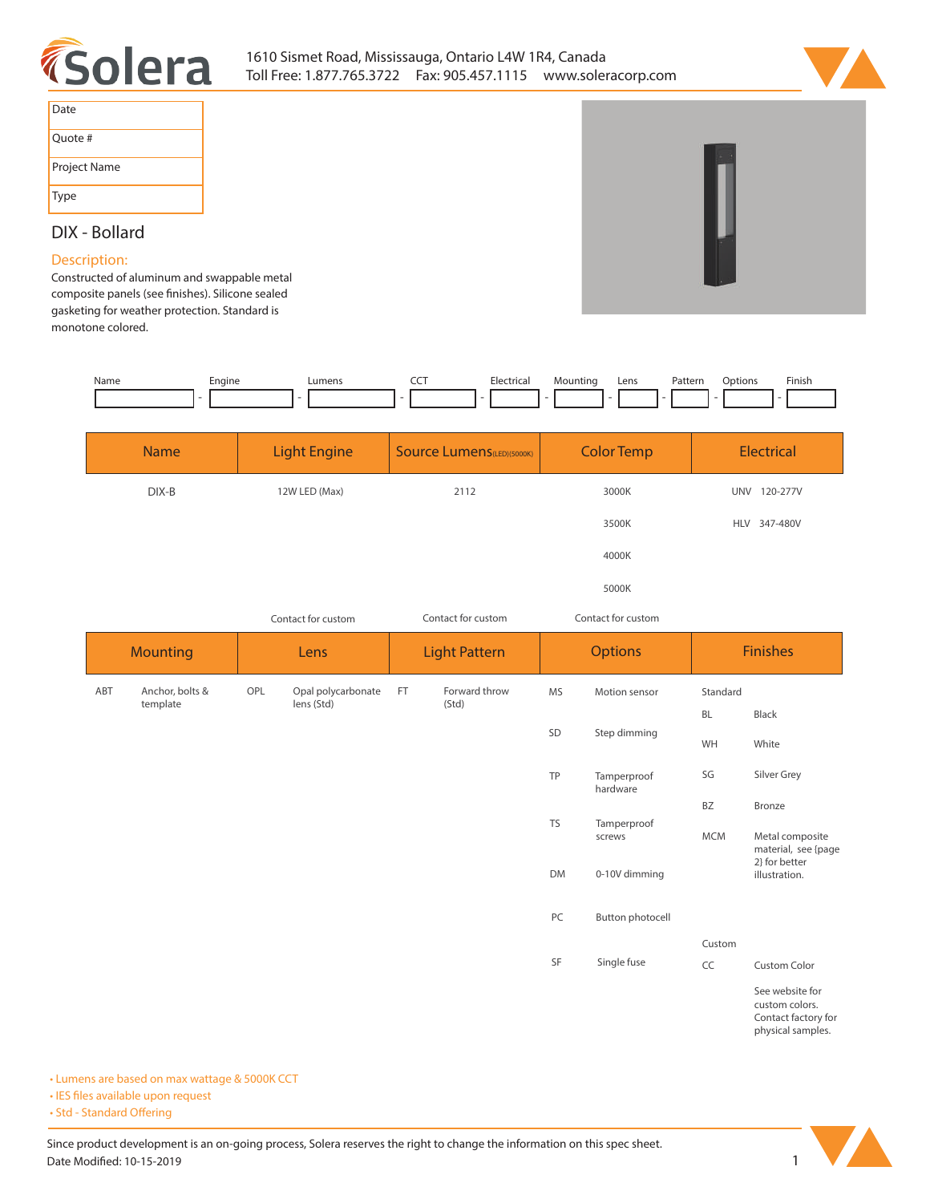1610 Sismet Road, Mississauga, Ontario L4W 1R4, Canada
Toll Free: 1.877.765.3722 Fax: 905.457.1115 www.soleracorp.com

| Date | |
|---|---|
| Quote # | |
| Project Name | |
| Type | |

# DIX - Bollard

## Description:

Constructed of aluminum and swappable metal composite panels (see finishes). Silicone sealed gasketing for weather protection. Standard is monotone colored.

| Name | Engine | Lumens | CCT | Electrical | Mounting | Lens | Pattern | Options | Finish |
|---|---|---|---|---|---|---|---|---|---|
| | - | - | - | - | - | - | - | - | - |

| Name | Light Engine | Source Lumens(LED)(5000K) | Color Temp | Electrical |
|---|---|---|---|---|
| DIX-B | 12W LED (Max) | 2112 | 3000K | UNV 120-277V |
| | | | 3500K | HLV 347-480V |
| | | | 4000K | |
| | | | 5000K | |
| | Contact for custom | Contact for custom | Contact for custom | |

| Mounting | | Lens | | Light Pattern | | Options | | Finishes | |
|---|---|---|---|---|---|---|---|---|---|
| ABT | Anchor, bolts & template | OPL | Opal polycarbonate lens (Std) | FT | Forward throw (Std) | MS | Motion sensor | Standard | |
| | | | | | | | | BL | Black |
| | | | | | | SD | Step dimming | WH | White |
| | | | | | | TP | Tamperproof hardware | SG | Silver Grey |
| | | | | | | | | BZ | Bronze |
| | | | | | | TS | Tamperproof screws | MCM | Metal composite material, see (page 2) for better illustration. |
| | | | | | | DM | 0-10V dimming | | |
| | | | | | | PC | Button photocell | | |
| | | | | | | | | Custom | |
| | | | | | | SF | Single fuse | CC | Custom Color |
| | | | | | | | | | See website for custom colors. Contact factory for physical samples. |

- Lumens are based on max wattage & 5000K CCT
- IES files available upon request
- Std - Standard Offering

Since product development is an on-going process, Solera reserves the right to change the information on this spec sheet.
Date Modified: 10-15-2019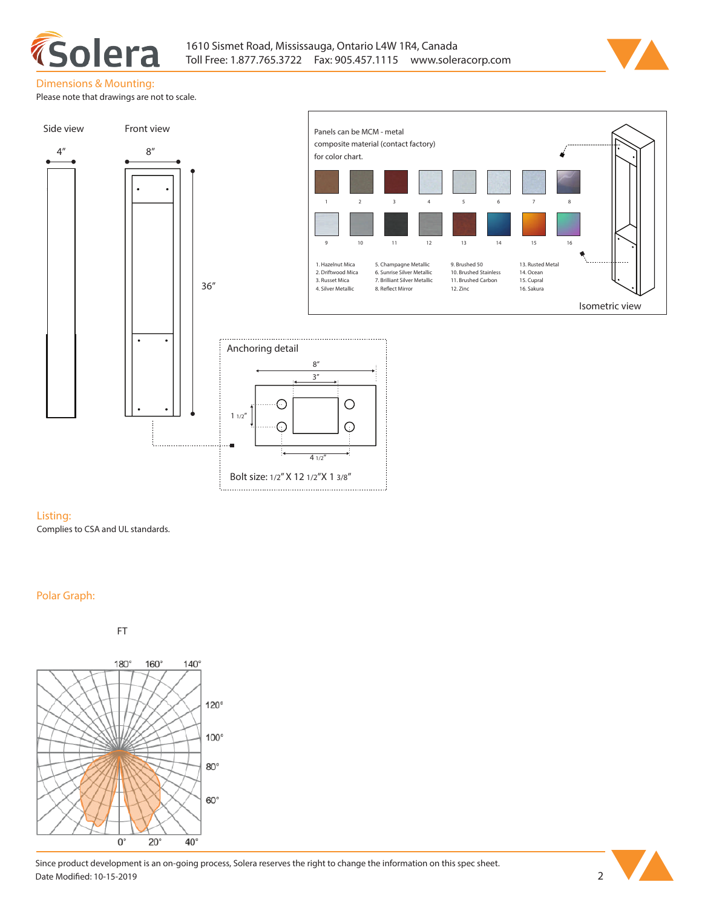1610 Sismet Road, Mississauga, Ontario L4W 1R4, Canada
Toll Free: 1.877.765.3722 Fax: 905.457.1115 www.soleracorp.com

## Dimensions & Mounting:

Please note that drawings are not to scale.

Side view

4″

Front view

8″

36″

Panels can be MCM - metal composite material (contact factory) for color chart.

1 2 3 4 5 6 7 8

9 10 11 12 13 14 15 16

1. Hazelnut Mica
2. Driftwood Mica
3. Russet Mica
4. Silver Metallic
5. Champagne Metallic
6. Sunrise Silver Metallic
7. Brilliant Silver Metallic
8. Reflect Mirror
9. Brushed 50
10. Brushed Stainless
11. Brushed Carbon
12. Zinc
13. Rusted Metal
14. Ocean
15. Cupral
16. Sakura

Isometric view

Anchoring detail

8″

3″

1 1/2″

4 1/2″

Bolt size: 1/2″ X 12 1/2″X 1 3/8″

## Listing:

Complies to CSA and UL standards.

## Polar Graph:

FT

180° 160° 140°

120°

100°

80°

60°

0° 20° 40°

Since product development is an on-going process, Solera reserves the right to change the information on this spec sheet.
Date Modified: 10-15-2019